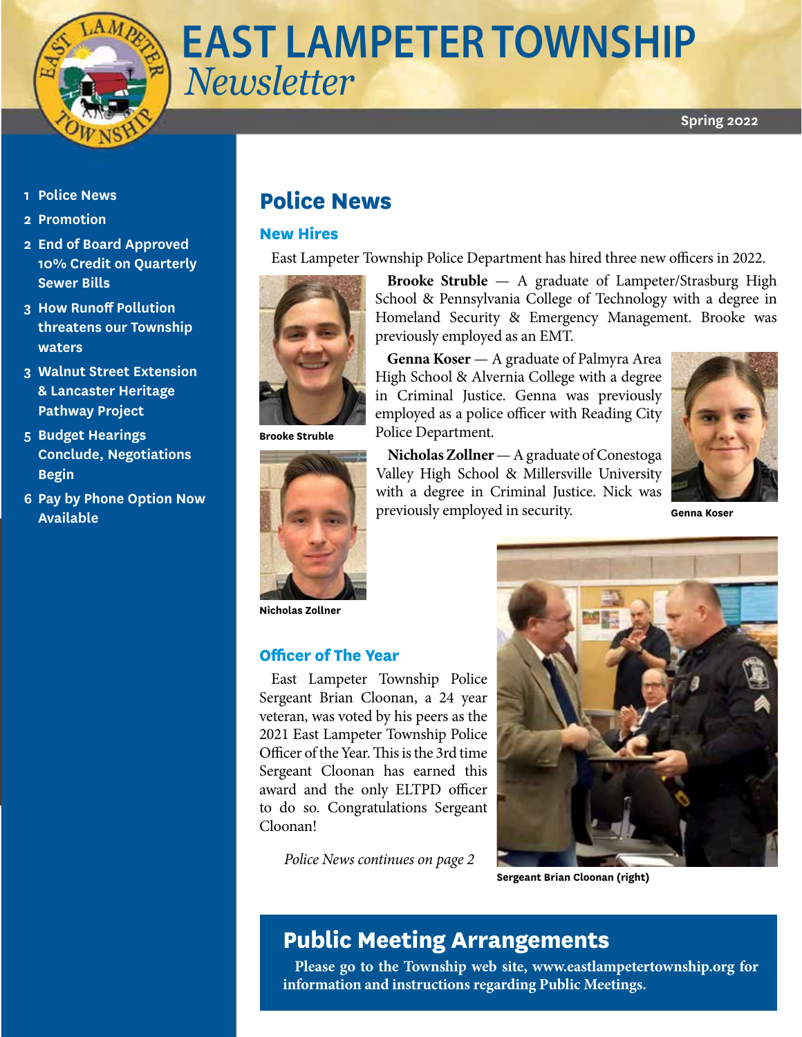# EAST LAMPETER TOWNSHIP *Newsletter*

Spring 2022

- 1 Police News
- 2 Promotion
- 2 End of Board Approved 10% Credit on Quarterly Sewer Bills
- 3 How Runoff Pollution threatens our Township waters
- 3 Walnut Street Extension & Lancaster Heritage Pathway Project
- 5 Budget Hearings Conclude, Negotiations Begin
- 6 Pay by Phone Option Now Available

## Police News

### New Hires

East Lampeter Township Police Department has hired three new officers in 2022.

**Brooke Struble** — A graduate of Lampeter/Strasburg High School & Pennsylvania College of Technology with a degree in Homeland Security & Emergency Management. Brooke was previously employed as an EMT.

Brooke Struble

**Genna Koser** — A graduate of Palmyra Area High School & Alvernia College with a degree in Criminal Justice. Genna was previously employed as a police officer with Reading City Police Department.

Genna Koser

**Nicholas Zollner** — A graduate of Conestoga Valley High School & Millersville University with a degree in Criminal Justice. Nick was previously employed in security.

Nicholas Zollner

### Officer of The Year

East Lampeter Township Police Sergeant Brian Cloonan, a 24 year veteran, was voted by his peers as the 2021 East Lampeter Township Police Officer of the Year. This is the 3rd time Sergeant Cloonan has earned this award and the only ELTPD officer to do so. Congratulations Sergeant Cloonan!

*Police News continues on page 2*

Sergeant Brian Cloonan (right)

## Public Meeting Arrangements

**Please go to the Township web site, www.eastlampetertownship.org for information and instructions regarding Public Meetings.**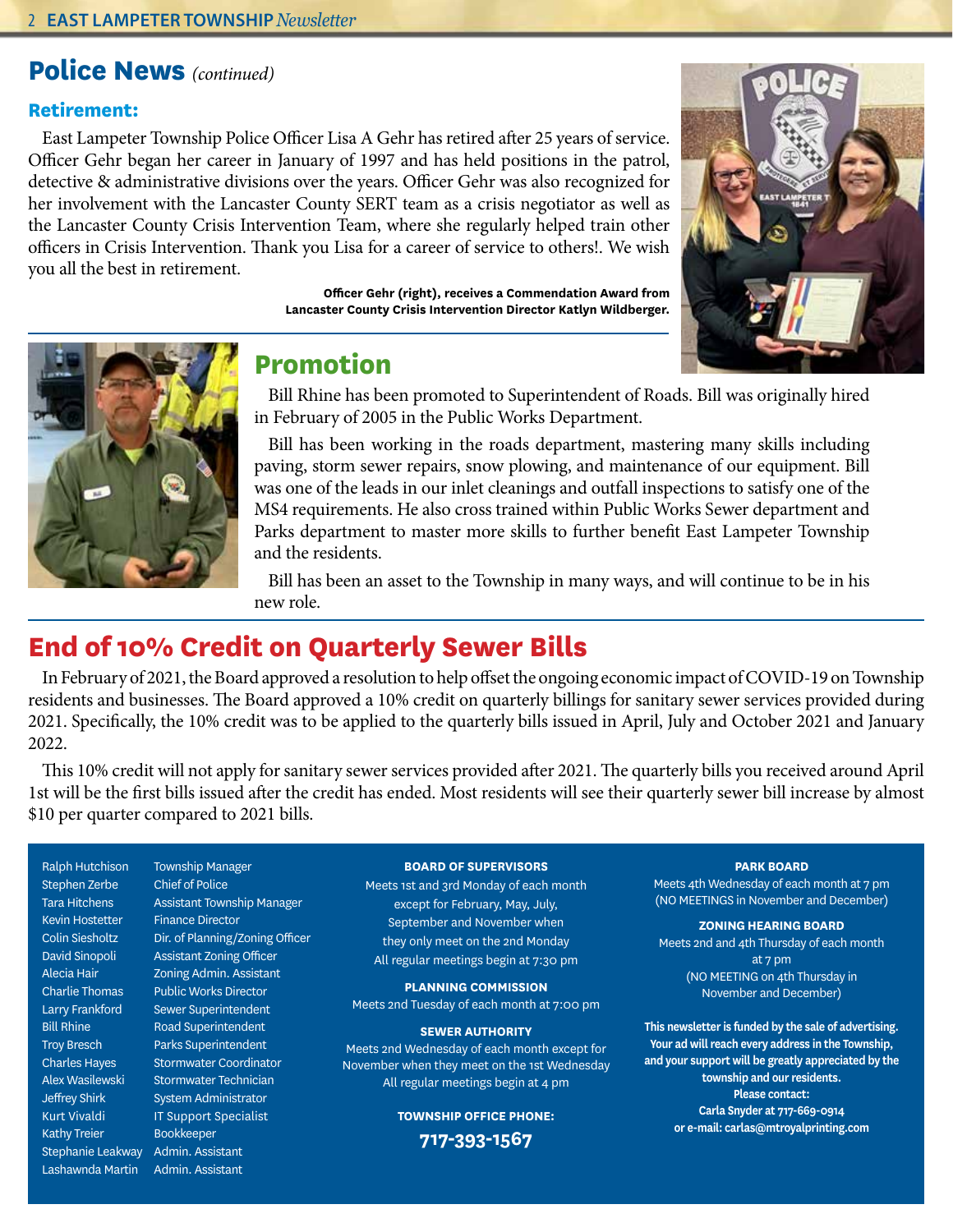## Police News *(continued)*

### Retirement:

East Lampeter Township Police Officer Lisa A Gehr has retired after 25 years of service. Officer Gehr began her career in January of 1997 and has held positions in the patrol, detective & administrative divisions over the years. Officer Gehr was also recognized for her involvement with the Lancaster County SERT team as a crisis negotiator as well as the Lancaster County Crisis Intervention Team, where she regularly helped train other officers in Crisis Intervention. Thank you Lisa for a career of service to others!. We wish you all the best in retirement.

**Officer Gehr (right), receives a Commendation Award from Lancaster County Crisis Intervention Director Katlyn Wildberger.**

## Promotion

Bill Rhine has been promoted to Superintendent of Roads. Bill was originally hired in February of 2005 in the Public Works Department.

Bill has been working in the roads department, mastering many skills including paving, storm sewer repairs, snow plowing, and maintenance of our equipment. Bill was one of the leads in our inlet cleanings and outfall inspections to satisfy one of the MS4 requirements. He also cross trained within Public Works Sewer department and Parks department to master more skills to further benefit East Lampeter Township and the residents.

Bill has been an asset to the Township in many ways, and will continue to be in his new role.

## End of 10% Credit on Quarterly Sewer Bills

In February of 2021, the Board approved a resolution to help offset the ongoing economic impact of COVID-19 on Township residents and businesses. The Board approved a 10% credit on quarterly billings for sanitary sewer services provided during 2021. Specifically, the 10% credit was to be applied to the quarterly bills issued in April, July and October 2021 and January 2022.

This 10% credit will not apply for sanitary sewer services provided after 2021. The quarterly bills you received around April 1st will be the first bills issued after the credit has ended. Most residents will see their quarterly sewer bill increase by almost $10 per quarter compared to 2021 bills.

| | |
|---|---|
| Ralph Hutchison | Township Manager |
| Stephen Zerbe | Chief of Police |
| Tara Hitchens | Assistant Township Manager |
| Kevin Hostetter | Finance Director |
| Colin Siesholtz | Dir. of Planning/Zoning Officer |
| David Sinopoli | Assistant Zoning Officer |
| Alecia Hair | Zoning Admin. Assistant |
| Charlie Thomas | Public Works Director |
| Larry Frankford | Sewer Superintendent |
| Bill Rhine | Road Superintendent |
| Troy Bresch | Parks Superintendent |
| Charles Hayes | Stormwater Coordinator |
| Alex Wasilewski | Stormwater Technician |
| Jeffrey Shirk | System Administrator |
| Kurt Vivaldi | IT Support Specialist |
| Kathy Treier | Bookkeeper |
| Stephanie Leakway | Admin. Assistant |
| Lashawnda Martin | Admin. Assistant |

**BOARD OF SUPERVISORS**
Meets 1st and 3rd Monday of each month except for February, May, July, September and November when they only meet on the 2nd Monday
All regular meetings begin at 7:30 pm

**PLANNING COMMISSION**
Meets 2nd Tuesday of each month at 7:00 pm

**SEWER AUTHORITY**
Meets 2nd Wednesday of each month except for November when they meet on the 1st Wednesday
All regular meetings begin at 4 pm

**TOWNSHIP OFFICE PHONE:**
**717-393-1567**

**PARK BOARD**
Meets 4th Wednesday of each month at 7 pm
(NO MEETINGS in November and December)

**ZONING HEARING BOARD**
Meets 2nd and 4th Thursday of each month at 7 pm
(NO MEETING on 4th Thursday in November and December)

**This newsletter is funded by the sale of advertising. Your ad will reach every address in the Township, and your support will be greatly appreciated by the township and our residents.**
**Please contact:**
**Carla Snyder at 717-669-0914**
**or e-mail: carlas@mtroyalprinting.com**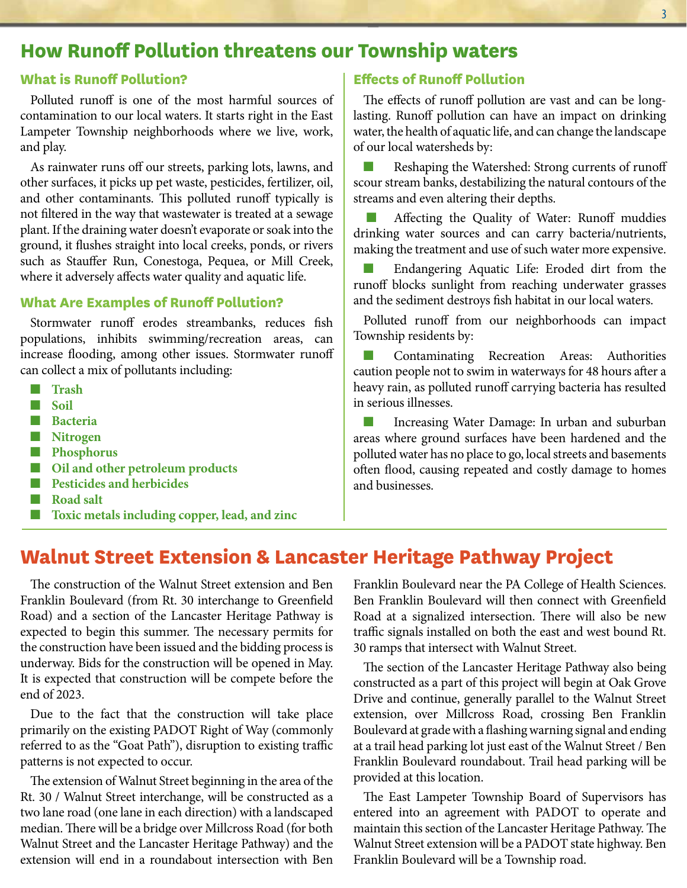# How Runoff Pollution threatens our Township waters

## What is Runoff Pollution?

Polluted runoff is one of the most harmful sources of contamination to our local waters. It starts right in the East Lampeter Township neighborhoods where we live, work, and play.

As rainwater runs off our streets, parking lots, lawns, and other surfaces, it picks up pet waste, pesticides, fertilizer, oil, and other contaminants. This polluted runoff typically is not filtered in the way that wastewater is treated at a sewage plant. If the draining water doesn't evaporate or soak into the ground, it flushes straight into local creeks, ponds, or rivers such as Stauffer Run, Conestoga, Pequea, or Mill Creek, where it adversely affects water quality and aquatic life.

## What Are Examples of Runoff Pollution?

Stormwater runoff erodes streambanks, reduces fish populations, inhibits swimming/recreation areas, can increase flooding, among other issues. Stormwater runoff can collect a mix of pollutants including:

- **Trash**
- **Soil**
- **Bacteria**
- **Nitrogen**
- **Phosphorus**
- **Oil and other petroleum products**
- **Pesticides and herbicides**
- **Road salt**
- **Toxic metals including copper, lead, and zinc**

## Effects of Runoff Pollution

The effects of runoff pollution are vast and can be long-lasting. Runoff pollution can have an impact on drinking water, the health of aquatic life, and can change the landscape of our local watersheds by:

- Reshaping the Watershed: Strong currents of runoff scour stream banks, destabilizing the natural contours of the streams and even altering their depths.
- Affecting the Quality of Water: Runoff muddies drinking water sources and can carry bacteria/nutrients, making the treatment and use of such water more expensive.
- Endangering Aquatic Life: Eroded dirt from the runoff blocks sunlight from reaching underwater grasses and the sediment destroys fish habitat in our local waters.

Polluted runoff from our neighborhoods can impact Township residents by:

- Contaminating Recreation Areas: Authorities caution people not to swim in waterways for 48 hours after a heavy rain, as polluted runoff carrying bacteria has resulted in serious illnesses.
- Increasing Water Damage: In urban and suburban areas where ground surfaces have been hardened and the polluted water has no place to go, local streets and basements often flood, causing repeated and costly damage to homes and businesses.

# Walnut Street Extension & Lancaster Heritage Pathway Project

The construction of the Walnut Street extension and Ben Franklin Boulevard (from Rt. 30 interchange to Greenfield Road) and a section of the Lancaster Heritage Pathway is expected to begin this summer. The necessary permits for the construction have been issued and the bidding process is underway. Bids for the construction will be opened in May. It is expected that construction will be compete before the end of 2023.

Due to the fact that the construction will take place primarily on the existing PADOT Right of Way (commonly referred to as the "Goat Path"), disruption to existing traffic patterns is not expected to occur.

The extension of Walnut Street beginning in the area of the Rt. 30 / Walnut Street interchange, will be constructed as a two lane road (one lane in each direction) with a landscaped median. There will be a bridge over Millcross Road (for both Walnut Street and the Lancaster Heritage Pathway) and the extension will end in a roundabout intersection with Ben Franklin Boulevard near the PA College of Health Sciences. Ben Franklin Boulevard will then connect with Greenfield Road at a signalized intersection. There will also be new traffic signals installed on both the east and west bound Rt. 30 ramps that intersect with Walnut Street.

The section of the Lancaster Heritage Pathway also being constructed as a part of this project will begin at Oak Grove Drive and continue, generally parallel to the Walnut Street extension, over Millcross Road, crossing Ben Franklin Boulevard at grade with a flashing warning signal and ending at a trail head parking lot just east of the Walnut Street / Ben Franklin Boulevard roundabout. Trail head parking will be provided at this location.

The East Lampeter Township Board of Supervisors has entered into an agreement with PADOT to operate and maintain this section of the Lancaster Heritage Pathway. The Walnut Street extension will be a PADOT state highway. Ben Franklin Boulevard will be a Township road.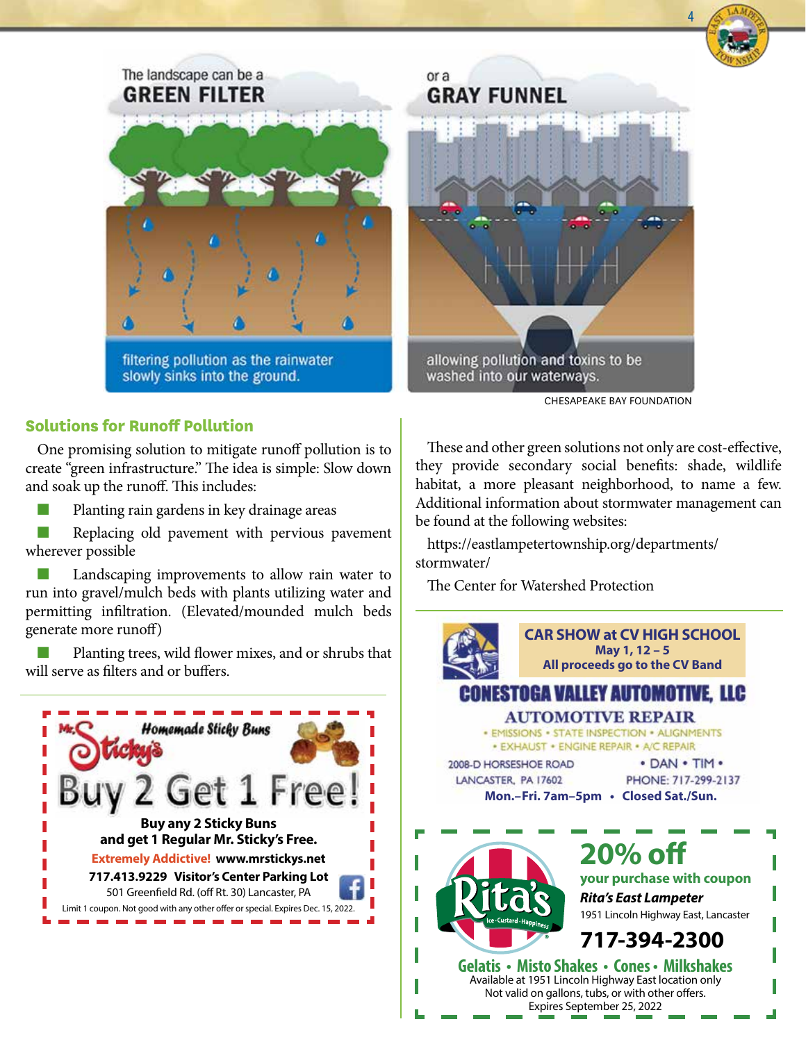The landscape can be a
**GREEN FILTER**

filtering pollution as the rainwater slowly sinks into the ground.

or a
**GRAY FUNNEL**

allowing pollution and toxins to be washed into our waterways.

CHESAPEAKE BAY FOUNDATION

## Solutions for Runoff Pollution

One promising solution to mitigate runoff pollution is to create "green infrastructure." The idea is simple: Slow down and soak up the runoff. This includes:

- Planting rain gardens in key drainage areas
- Replacing old pavement with pervious pavement wherever possible
- Landscaping improvements to allow rain water to run into gravel/mulch beds with plants utilizing water and permitting infiltration. (Elevated/mounded mulch beds generate more runoff)
- Planting trees, wild flower mixes, and or shrubs that will serve as filters and or buffers.

These and other green solutions not only are cost-effective, they provide secondary social benefits: shade, wildlife habitat, a more pleasant neighborhood, to name a few. Additional information about stormwater management can be found at the following websites:

https://eastlampetertownship.org/departments/stormwater/

The Center for Watershed Protection

---

Mr. Sticky's **Homemade Sticky Buns**

# Buy 2 Get 1 Free!

**Buy any 2 Sticky Buns and get 1 Regular Mr. Sticky's Free.**

**Extremely Addictive! www.mrstickys.net**

**717.413.9229 Visitor's Center Parking Lot**

501 Greenfield Rd. (off Rt. 30) Lancaster, PA

Limit 1 coupon. Not good with any other offer or special. Expires Dec. 15, 2022.

---

**CAR SHOW at CV HIGH SCHOOL**
**May 1, 12 – 5**
**All proceeds go to the CV Band**

**CONESTOGA VALLEY AUTOMOTIVE, LLC**

**AUTOMOTIVE REPAIR**

• EMISSIONS • STATE INSPECTION • ALIGNMENTS
• EXHAUST • ENGINE REPAIR • A/C REPAIR

2008-D HORSESHOE ROAD
LANCASTER, PA 17602

• DAN • TIM •
PHONE: 717-299-2137

**Mon.–Fri. 7am–5pm • Closed Sat./Sun.**

---

Rita's Ice · Custard · Happiness

**20% off**
**your purchase with coupon**
***Rita's East Lampeter***
1951 Lincoln Highway East, Lancaster

**717-394-2300**

**Gelatis • Misto Shakes • Cones • Milkshakes**

Available at 1951 Lincoln Highway East location only
Not valid on gallons, tubs, or with other offers.
Expires September 25, 2022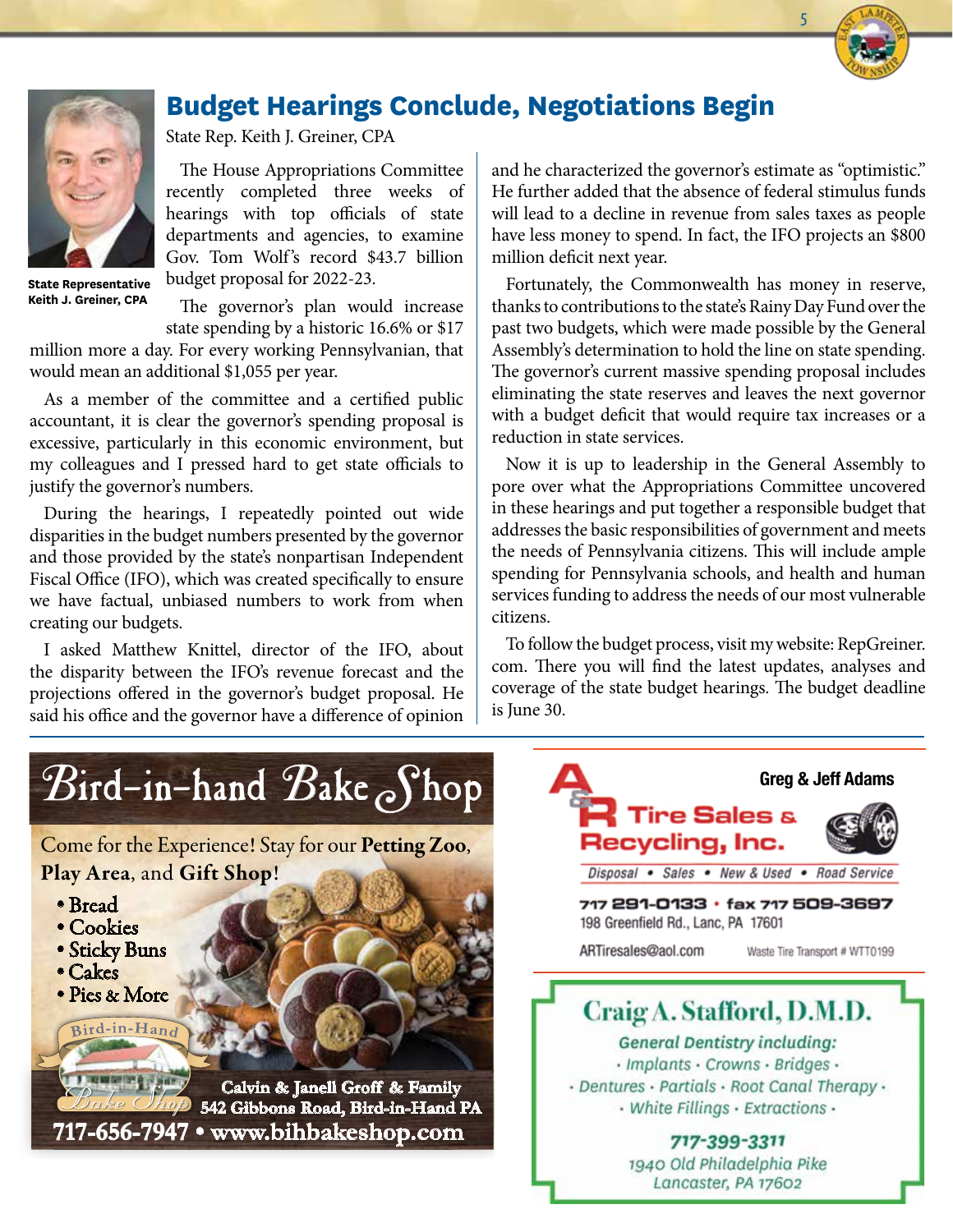# Budget Hearings Conclude, Negotiations Begin

State Rep. Keith J. Greiner, CPA

State Representative Keith J. Greiner, CPA

The House Appropriations Committee recently completed three weeks of hearings with top officials of state departments and agencies, to examine Gov. Tom Wolf's record $43.7 billion budget proposal for 2022-23.

The governor's plan would increase state spending by a historic 16.6% or $17 million more a day. For every working Pennsylvanian, that would mean an additional $1,055 per year.

As a member of the committee and a certified public accountant, it is clear the governor's spending proposal is excessive, particularly in this economic environment, but my colleagues and I pressed hard to get state officials to justify the governor's numbers.

During the hearings, I repeatedly pointed out wide disparities in the budget numbers presented by the governor and those provided by the state's nonpartisan Independent Fiscal Office (IFO), which was created specifically to ensure we have factual, unbiased numbers to work from when creating our budgets.

I asked Matthew Knittel, director of the IFO, about the disparity between the IFO's revenue forecast and the projections offered in the governor's budget proposal. He said his office and the governor have a difference of opinion and he characterized the governor's estimate as "optimistic." He further added that the absence of federal stimulus funds will lead to a decline in revenue from sales taxes as people have less money to spend. In fact, the IFO projects an $800 million deficit next year.

Fortunately, the Commonwealth has money in reserve, thanks to contributions to the state's Rainy Day Fund over the past two budgets, which were made possible by the General Assembly's determination to hold the line on state spending. The governor's current massive spending proposal includes eliminating the state reserves and leaves the next governor with a budget deficit that would require tax increases or a reduction in state services.

Now it is up to leadership in the General Assembly to pore over what the Appropriations Committee uncovered in these hearings and put together a responsible budget that addresses the basic responsibilities of government and meets the needs of Pennsylvania citizens. This will include ample spending for Pennsylvania schools, and health and human services funding to address the needs of our most vulnerable citizens.

To follow the budget process, visit my website: RepGreiner.com. There you will find the latest updates, analyses and coverage of the state budget hearings. The budget deadline is June 30.

---

## Bird-in-hand Bake Shop

Come for the Experience! Stay for our **Petting Zoo**, **Play Area**, and **Gift Shop**!

- Bread
- Cookies
- Sticky Buns
- Cakes
- Pies & More

Bird-in-Hand Bake Shop

Calvin & Janell Groff & Family
542 Gibbons Road, Bird-in-Hand PA
717-656-7947 • www.bihbakeshop.com

---

## A&R Tire Sales & Recycling, Inc.

Greg & Jeff Adams

Disposal • Sales • New & Used • Road Service

717 291-0133 • fax 717 509-3697
198 Greenfield Rd., Lanc, PA 17601

ARTiresales@aol.com    Waste Tire Transport # WTT0199

---

## Craig A. Stafford, D.M.D.

*General Dentistry including:*
· Implants · Crowns · Bridges ·
· Dentures · Partials · Root Canal Therapy ·
· White Fillings · Extractions ·

717-399-3311
1940 Old Philadelphia Pike
Lancaster, PA 17602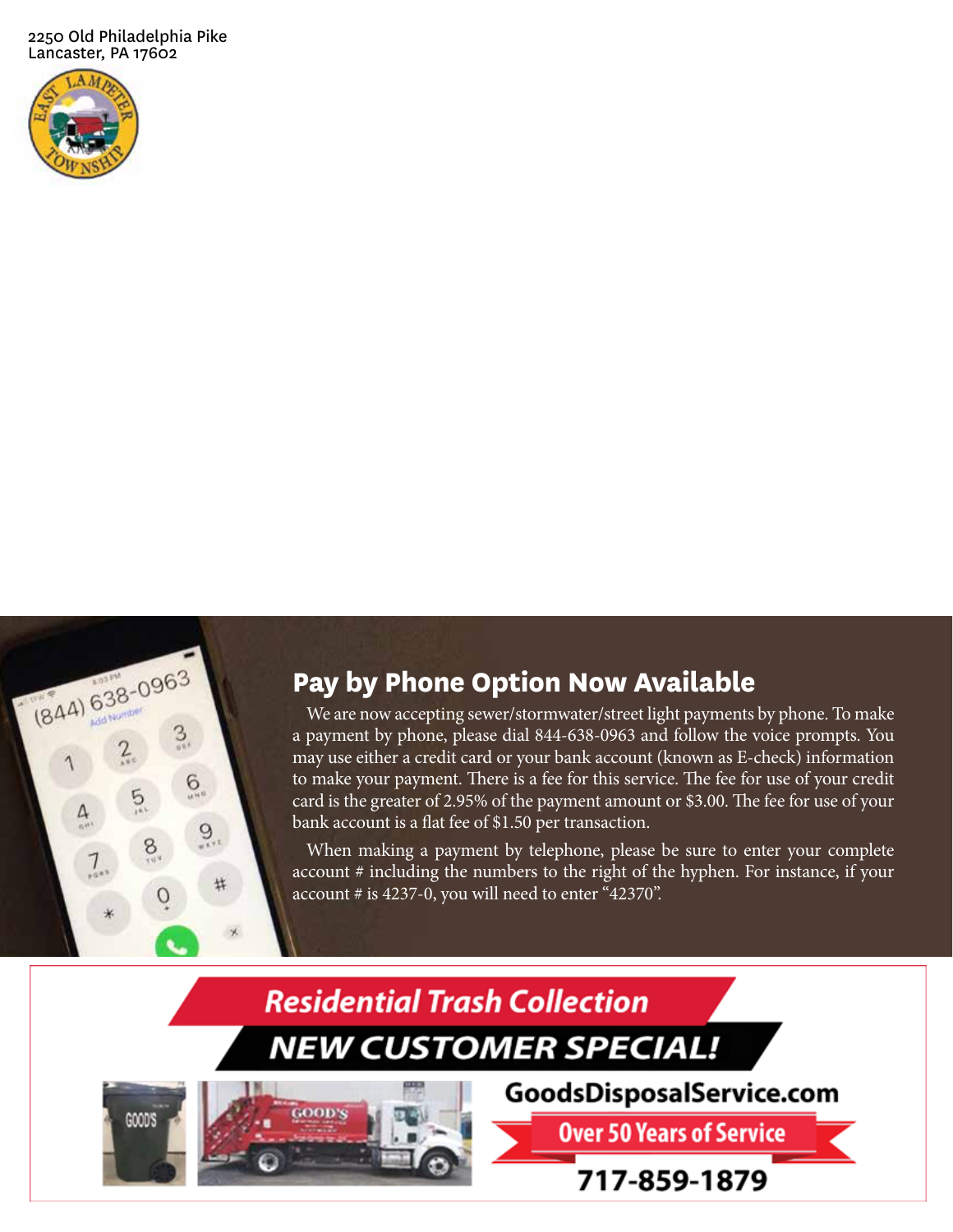2250 Old Philadelphia Pike
Lancaster, PA 17602

## Pay by Phone Option Now Available

We are now accepting sewer/stormwater/street light payments by phone. To make a payment by phone, please dial 844-638-0963 and follow the voice prompts. You may use either a credit card or your bank account (known as E-check) information to make your payment. There is a fee for this service. The fee for use of your credit card is the greater of 2.95% of the payment amount or $3.00. The fee for use of your bank account is a flat fee of $1.50 per transaction.

When making a payment by telephone, please be sure to enter your complete account # including the numbers to the right of the hyphen. For instance, if your account # is 4237-0, you will need to enter "42370".

**Residential Trash Collection**

**NEW CUSTOMER SPECIAL!**

GoodsDisposalService.com

Over 50 Years of Service

717-859-1879